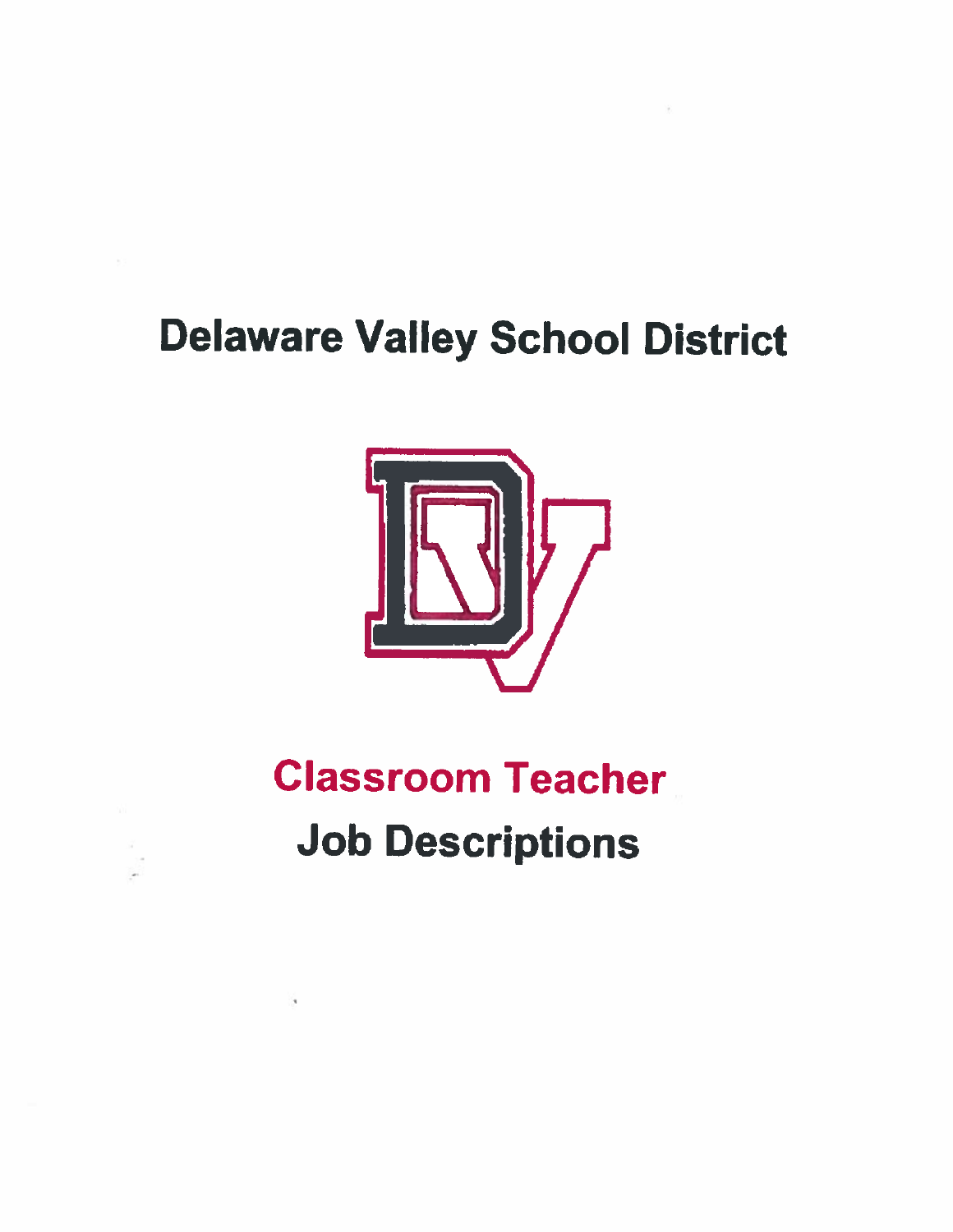# Delaware Valley School District

## Classroom Teacher

## Job Descriptions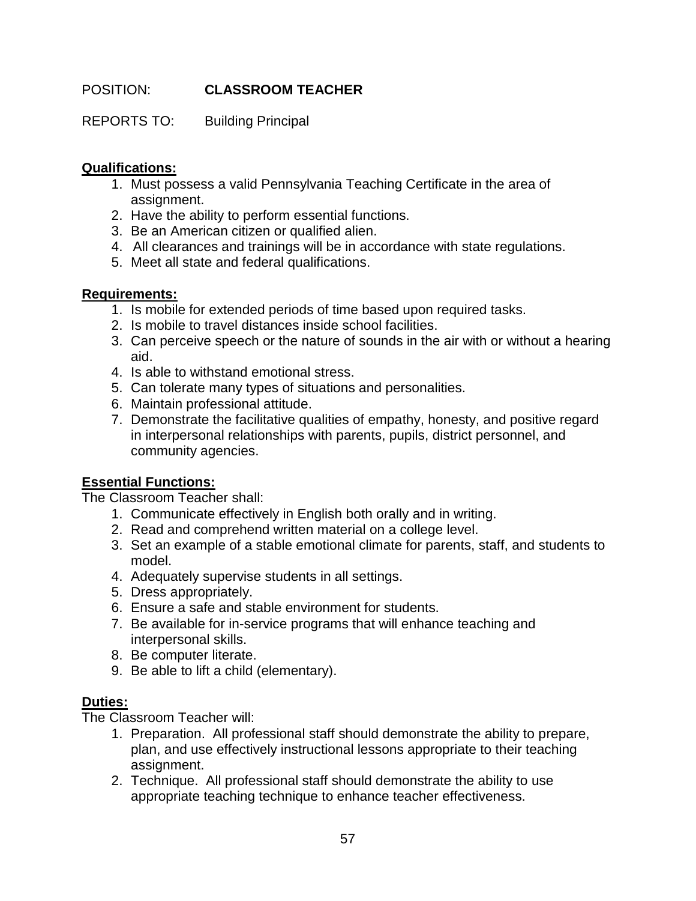POSITION: **CLASSROOM TEACHER**

REPORTS TO: Building Principal

**Qualifications:**

1. Must possess a valid Pennsylvania Teaching Certificate in the area of assignment.
2. Have the ability to perform essential functions.
3. Be an American citizen or qualified alien.
4. All clearances and trainings will be in accordance with state regulations.
5. Meet all state and federal qualifications.

**Requirements:**

1. Is mobile for extended periods of time based upon required tasks.
2. Is mobile to travel distances inside school facilities.
3. Can perceive speech or the nature of sounds in the air with or without a hearing aid.
4. Is able to withstand emotional stress.
5. Can tolerate many types of situations and personalities.
6. Maintain professional attitude.
7. Demonstrate the facilitative qualities of empathy, honesty, and positive regard in interpersonal relationships with parents, pupils, district personnel, and community agencies.

**Essential Functions:**

The Classroom Teacher shall:

1. Communicate effectively in English both orally and in writing.
2. Read and comprehend written material on a college level.
3. Set an example of a stable emotional climate for parents, staff, and students to model.
4. Adequately supervise students in all settings.
5. Dress appropriately.
6. Ensure a safe and stable environment for students.
7. Be available for in-service programs that will enhance teaching and interpersonal skills.
8. Be computer literate.
9. Be able to lift a child (elementary).

**Duties:**

The Classroom Teacher will:

1. Preparation. All professional staff should demonstrate the ability to prepare, plan, and use effectively instructional lessons appropriate to their teaching assignment.
2. Technique. All professional staff should demonstrate the ability to use appropriate teaching technique to enhance teacher effectiveness.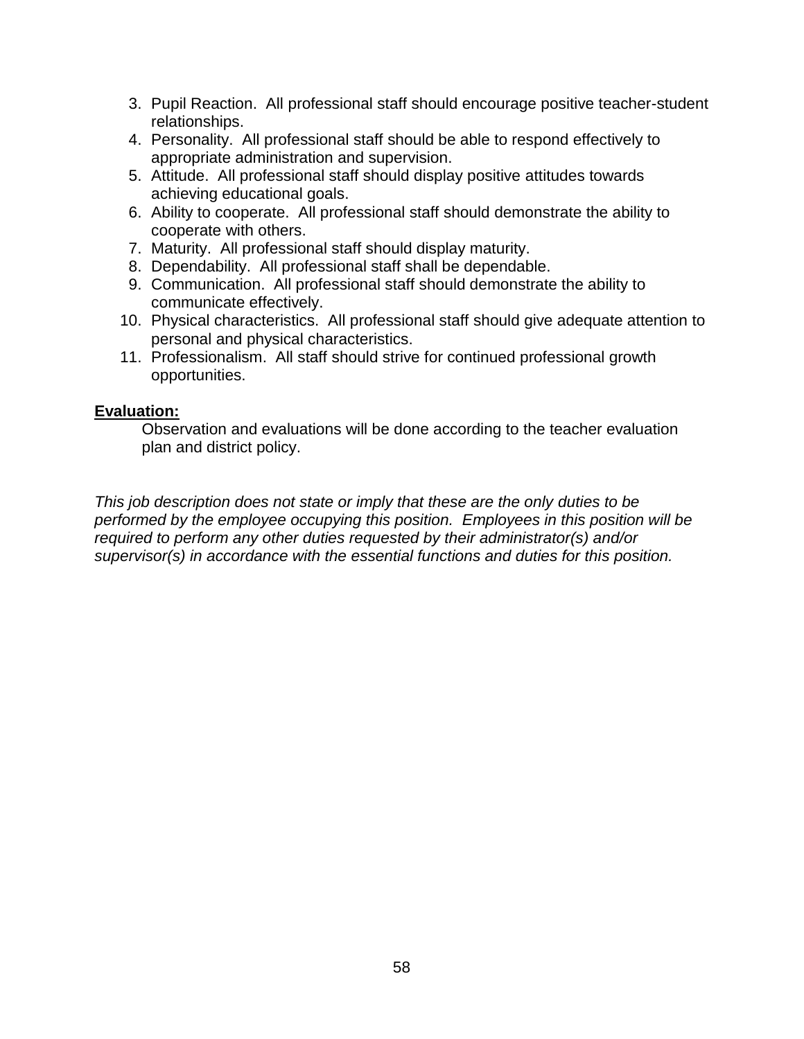3. Pupil Reaction. All professional staff should encourage positive teacher-student relationships.
4. Personality. All professional staff should be able to respond effectively to appropriate administration and supervision.
5. Attitude. All professional staff should display positive attitudes towards achieving educational goals.
6. Ability to cooperate. All professional staff should demonstrate the ability to cooperate with others.
7. Maturity. All professional staff should display maturity.
8. Dependability. All professional staff shall be dependable.
9. Communication. All professional staff should demonstrate the ability to communicate effectively.
10. Physical characteristics. All professional staff should give adequate attention to personal and physical characteristics.
11. Professionalism. All staff should strive for continued professional growth opportunities.

**Evaluation:**

Observation and evaluations will be done according to the teacher evaluation plan and district policy.

*This job description does not state or imply that these are the only duties to be performed by the employee occupying this position. Employees in this position will be required to perform any other duties requested by their administrator(s) and/or supervisor(s) in accordance with the essential functions and duties for this position.*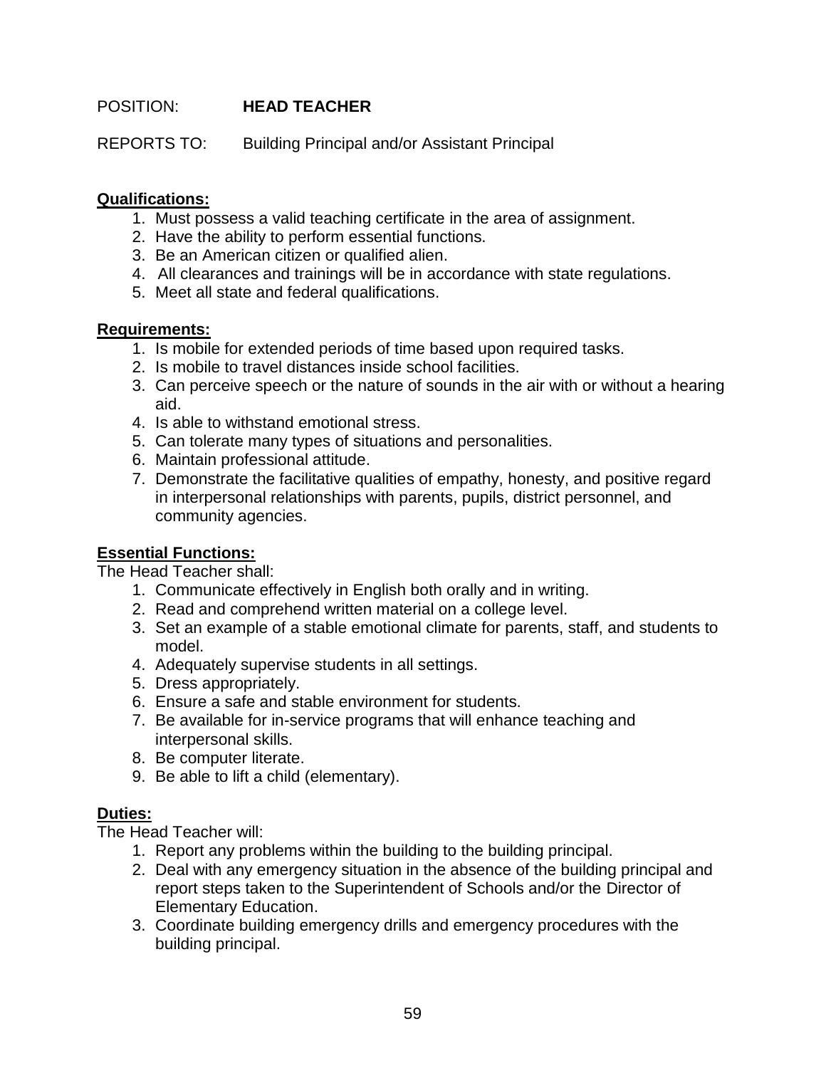POSITION: **HEAD TEACHER**

REPORTS TO: Building Principal and/or Assistant Principal

**Qualifications:**

1. Must possess a valid teaching certificate in the area of assignment.
2. Have the ability to perform essential functions.
3. Be an American citizen or qualified alien.
4. All clearances and trainings will be in accordance with state regulations.
5. Meet all state and federal qualifications.

**Requirements:**

1. Is mobile for extended periods of time based upon required tasks.
2. Is mobile to travel distances inside school facilities.
3. Can perceive speech or the nature of sounds in the air with or without a hearing aid.
4. Is able to withstand emotional stress.
5. Can tolerate many types of situations and personalities.
6. Maintain professional attitude.
7. Demonstrate the facilitative qualities of empathy, honesty, and positive regard in interpersonal relationships with parents, pupils, district personnel, and community agencies.

**Essential Functions:**

The Head Teacher shall:

1. Communicate effectively in English both orally and in writing.
2. Read and comprehend written material on a college level.
3. Set an example of a stable emotional climate for parents, staff, and students to model.
4. Adequately supervise students in all settings.
5. Dress appropriately.
6. Ensure a safe and stable environment for students.
7. Be available for in-service programs that will enhance teaching and interpersonal skills.
8. Be computer literate.
9. Be able to lift a child (elementary).

**Duties:**

The Head Teacher will:

1. Report any problems within the building to the building principal.
2. Deal with any emergency situation in the absence of the building principal and report steps taken to the Superintendent of Schools and/or the Director of Elementary Education.
3. Coordinate building emergency drills and emergency procedures with the building principal.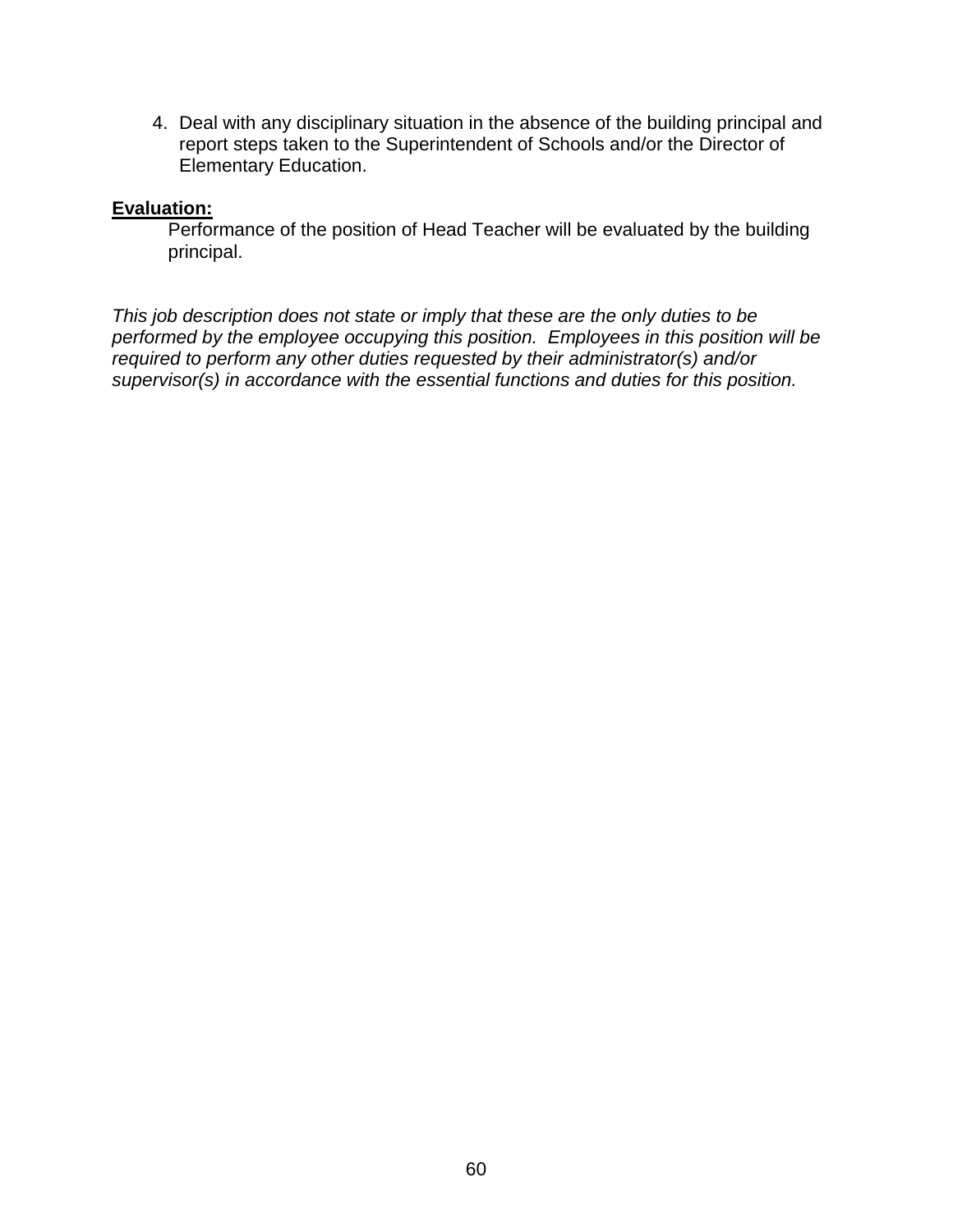4. Deal with any disciplinary situation in the absence of the building principal and report steps taken to the Superintendent of Schools and/or the Director of Elementary Education.

**Evaluation:**

Performance of the position of Head Teacher will be evaluated by the building principal.

*This job description does not state or imply that these are the only duties to be performed by the employee occupying this position. Employees in this position will be required to perform any other duties requested by their administrator(s) and/or supervisor(s) in accordance with the essential functions and duties for this position.*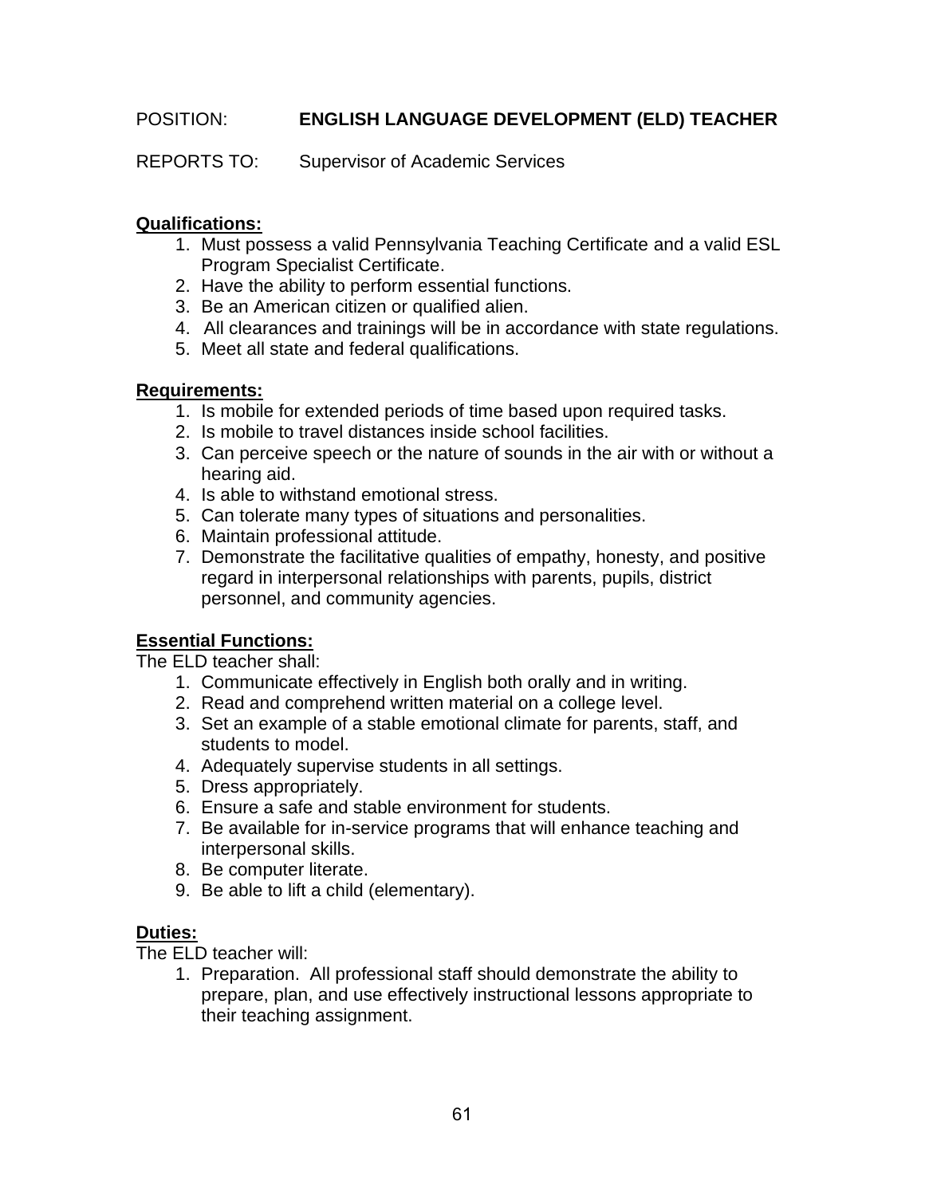POSITION: **ENGLISH LANGUAGE DEVELOPMENT (ELD) TEACHER**

REPORTS TO: Supervisor of Academic Services

**Qualifications:**

1. Must possess a valid Pennsylvania Teaching Certificate and a valid ESL Program Specialist Certificate.
2. Have the ability to perform essential functions.
3. Be an American citizen or qualified alien.
4. All clearances and trainings will be in accordance with state regulations.
5. Meet all state and federal qualifications.

**Requirements:**

1. Is mobile for extended periods of time based upon required tasks.
2. Is mobile to travel distances inside school facilities.
3. Can perceive speech or the nature of sounds in the air with or without a hearing aid.
4. Is able to withstand emotional stress.
5. Can tolerate many types of situations and personalities.
6. Maintain professional attitude.
7. Demonstrate the facilitative qualities of empathy, honesty, and positive regard in interpersonal relationships with parents, pupils, district personnel, and community agencies.

**Essential Functions:**

The ELD teacher shall:

1. Communicate effectively in English both orally and in writing.
2. Read and comprehend written material on a college level.
3. Set an example of a stable emotional climate for parents, staff, and students to model.
4. Adequately supervise students in all settings.
5. Dress appropriately.
6. Ensure a safe and stable environment for students.
7. Be available for in-service programs that will enhance teaching and interpersonal skills.
8. Be computer literate.
9. Be able to lift a child (elementary).

**Duties:**

The ELD teacher will:

1. Preparation. All professional staff should demonstrate the ability to prepare, plan, and use effectively instructional lessons appropriate to their teaching assignment.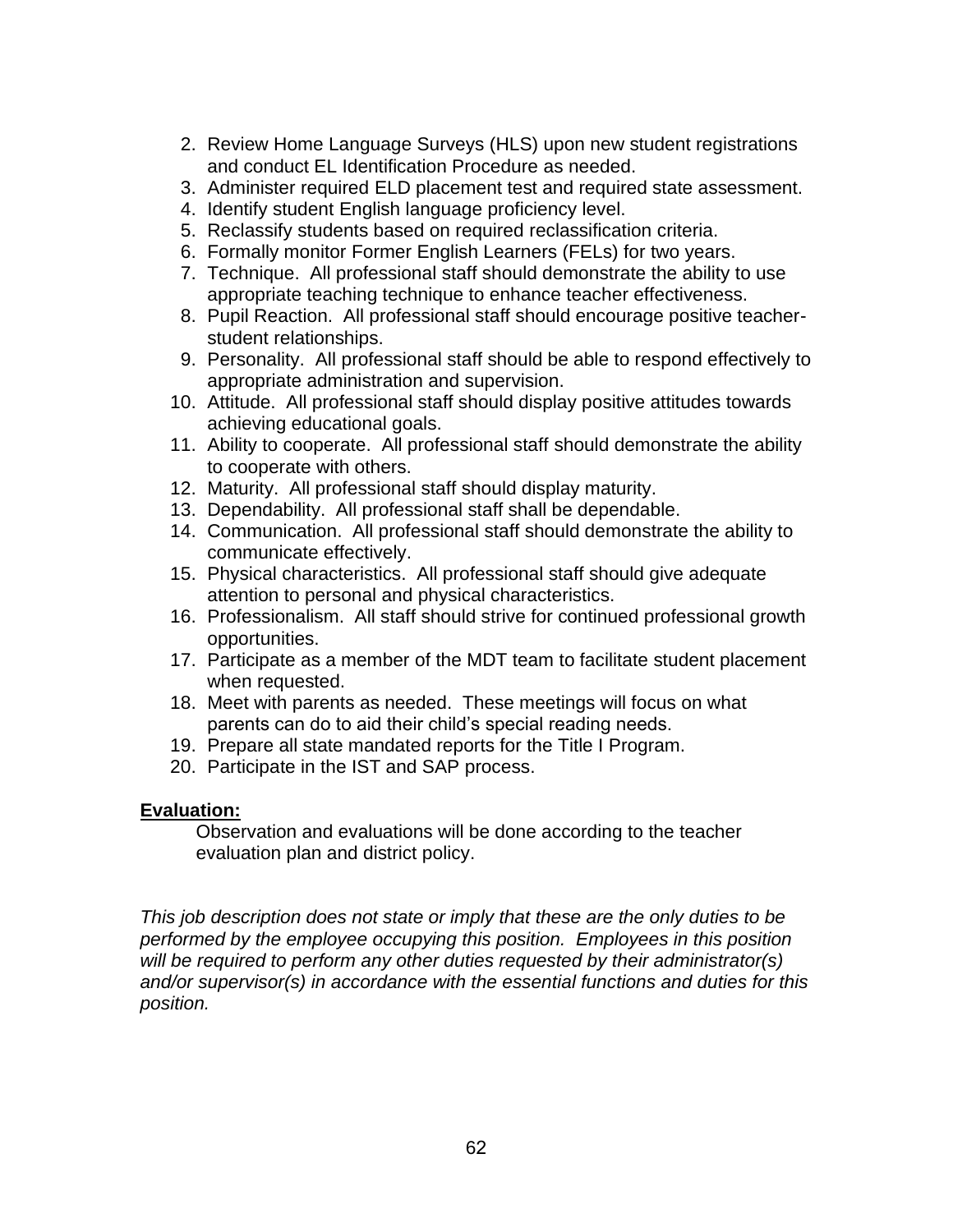2. Review Home Language Surveys (HLS) upon new student registrations and conduct EL Identification Procedure as needed.
3. Administer required ELD placement test and required state assessment.
4. Identify student English language proficiency level.
5. Reclassify students based on required reclassification criteria.
6. Formally monitor Former English Learners (FELs) for two years.
7. Technique. All professional staff should demonstrate the ability to use appropriate teaching technique to enhance teacher effectiveness.
8. Pupil Reaction. All professional staff should encourage positive teacher-student relationships.
9. Personality. All professional staff should be able to respond effectively to appropriate administration and supervision.
10. Attitude. All professional staff should display positive attitudes towards achieving educational goals.
11. Ability to cooperate. All professional staff should demonstrate the ability to cooperate with others.
12. Maturity. All professional staff should display maturity.
13. Dependability. All professional staff shall be dependable.
14. Communication. All professional staff should demonstrate the ability to communicate effectively.
15. Physical characteristics. All professional staff should give adequate attention to personal and physical characteristics.
16. Professionalism. All staff should strive for continued professional growth opportunities.
17. Participate as a member of the MDT team to facilitate student placement when requested.
18. Meet with parents as needed. These meetings will focus on what parents can do to aid their child's special reading needs.
19. Prepare all state mandated reports for the Title I Program.
20. Participate in the IST and SAP process.

**Evaluation:**

Observation and evaluations will be done according to the teacher evaluation plan and district policy.

*This job description does not state or imply that these are the only duties to be performed by the employee occupying this position. Employees in this position will be required to perform any other duties requested by their administrator(s) and/or supervisor(s) in accordance with the essential functions and duties for this position.*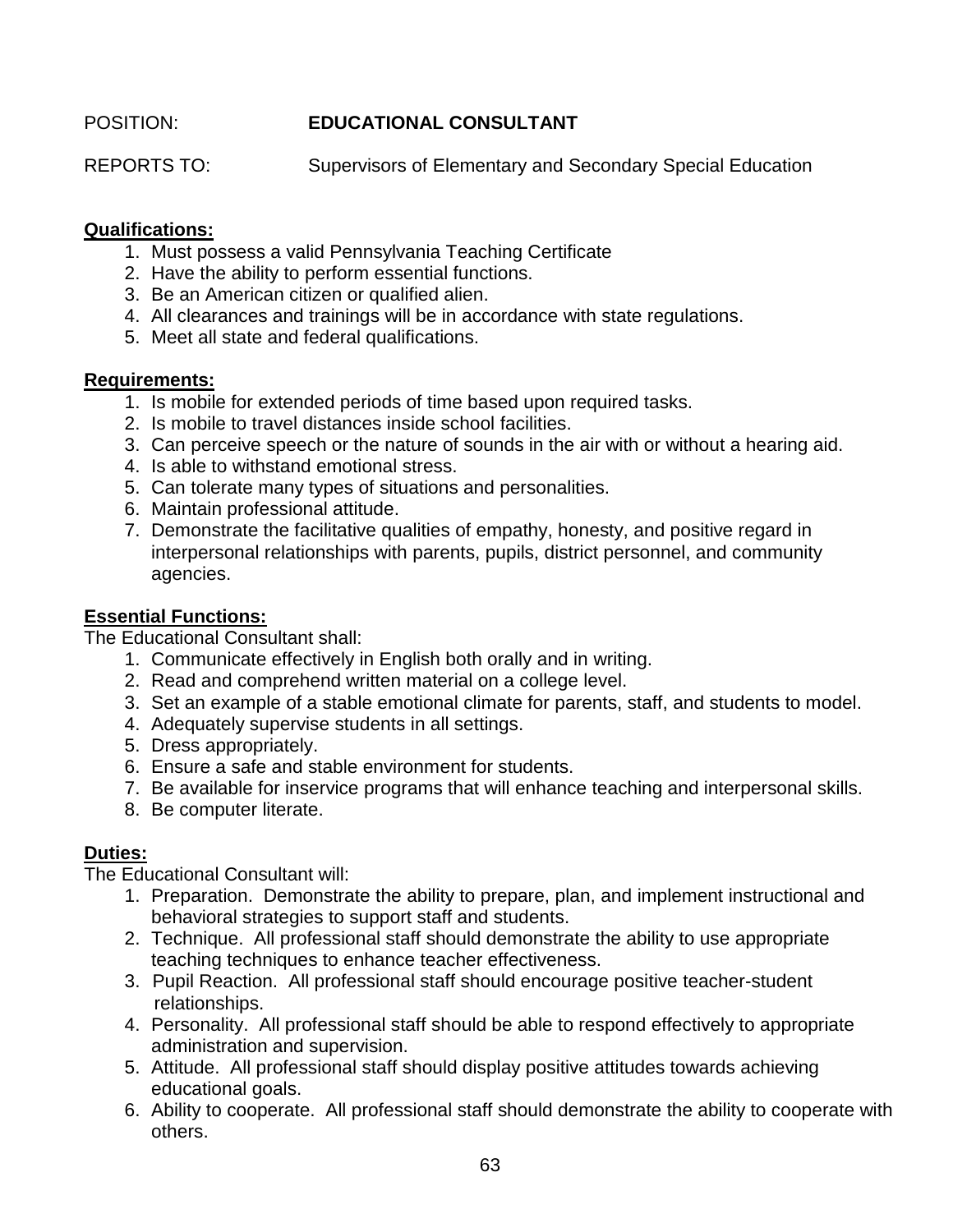POSITION: **EDUCATIONAL CONSULTANT**

REPORTS TO: Supervisors of Elementary and Secondary Special Education

**Qualifications:**

1. Must possess a valid Pennsylvania Teaching Certificate
2. Have the ability to perform essential functions.
3. Be an American citizen or qualified alien.
4. All clearances and trainings will be in accordance with state regulations.
5. Meet all state and federal qualifications.

**Requirements:**

1. Is mobile for extended periods of time based upon required tasks.
2. Is mobile to travel distances inside school facilities.
3. Can perceive speech or the nature of sounds in the air with or without a hearing aid.
4. Is able to withstand emotional stress.
5. Can tolerate many types of situations and personalities.
6. Maintain professional attitude.
7. Demonstrate the facilitative qualities of empathy, honesty, and positive regard in interpersonal relationships with parents, pupils, district personnel, and community agencies.

**Essential Functions:**

The Educational Consultant shall:

1. Communicate effectively in English both orally and in writing.
2. Read and comprehend written material on a college level.
3. Set an example of a stable emotional climate for parents, staff, and students to model.
4. Adequately supervise students in all settings.
5. Dress appropriately.
6. Ensure a safe and stable environment for students.
7. Be available for inservice programs that will enhance teaching and interpersonal skills.
8. Be computer literate.

**Duties:**

The Educational Consultant will:

1. Preparation. Demonstrate the ability to prepare, plan, and implement instructional and behavioral strategies to support staff and students.
2. Technique. All professional staff should demonstrate the ability to use appropriate teaching techniques to enhance teacher effectiveness.
3. Pupil Reaction. All professional staff should encourage positive teacher-student relationships.
4. Personality. All professional staff should be able to respond effectively to appropriate administration and supervision.
5. Attitude. All professional staff should display positive attitudes towards achieving educational goals.
6. Ability to cooperate. All professional staff should demonstrate the ability to cooperate with others.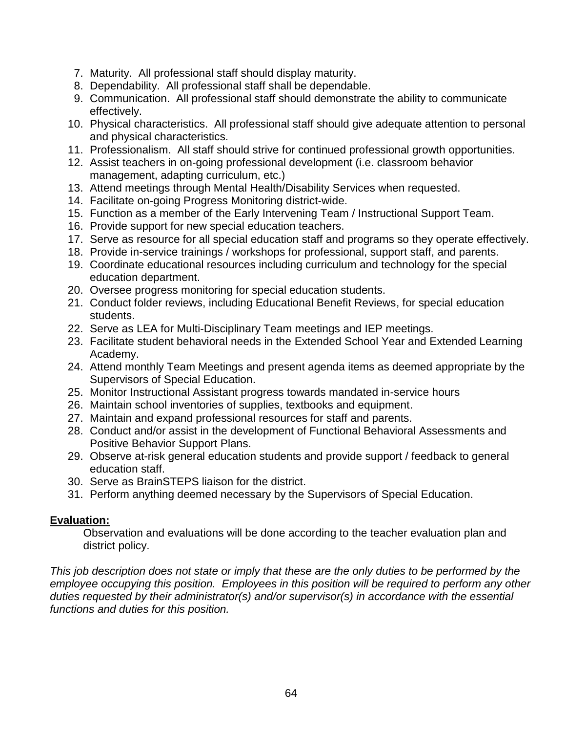7. Maturity. All professional staff should display maturity.
8. Dependability. All professional staff shall be dependable.
9. Communication. All professional staff should demonstrate the ability to communicate effectively.
10. Physical characteristics. All professional staff should give adequate attention to personal and physical characteristics.
11. Professionalism. All staff should strive for continued professional growth opportunities.
12. Assist teachers in on-going professional development (i.e. classroom behavior management, adapting curriculum, etc.)
13. Attend meetings through Mental Health/Disability Services when requested.
14. Facilitate on-going Progress Monitoring district-wide.
15. Function as a member of the Early Intervening Team / Instructional Support Team.
16. Provide support for new special education teachers.
17. Serve as resource for all special education staff and programs so they operate effectively.
18. Provide in-service trainings / workshops for professional, support staff, and parents.
19. Coordinate educational resources including curriculum and technology for the special education department.
20. Oversee progress monitoring for special education students.
21. Conduct folder reviews, including Educational Benefit Reviews, for special education students.
22. Serve as LEA for Multi-Disciplinary Team meetings and IEP meetings.
23. Facilitate student behavioral needs in the Extended School Year and Extended Learning Academy.
24. Attend monthly Team Meetings and present agenda items as deemed appropriate by the Supervisors of Special Education.
25. Monitor Instructional Assistant progress towards mandated in-service hours
26. Maintain school inventories of supplies, textbooks and equipment.
27. Maintain and expand professional resources for staff and parents.
28. Conduct and/or assist in the development of Functional Behavioral Assessments and Positive Behavior Support Plans.
29. Observe at-risk general education students and provide support / feedback to general education staff.
30. Serve as BrainSTEPS liaison for the district.
31. Perform anything deemed necessary by the Supervisors of Special Education.

**Evaluation:**

Observation and evaluations will be done according to the teacher evaluation plan and district policy.

*This job description does not state or imply that these are the only duties to be performed by the employee occupying this position. Employees in this position will be required to perform any other duties requested by their administrator(s) and/or supervisor(s) in accordance with the essential functions and duties for this position.*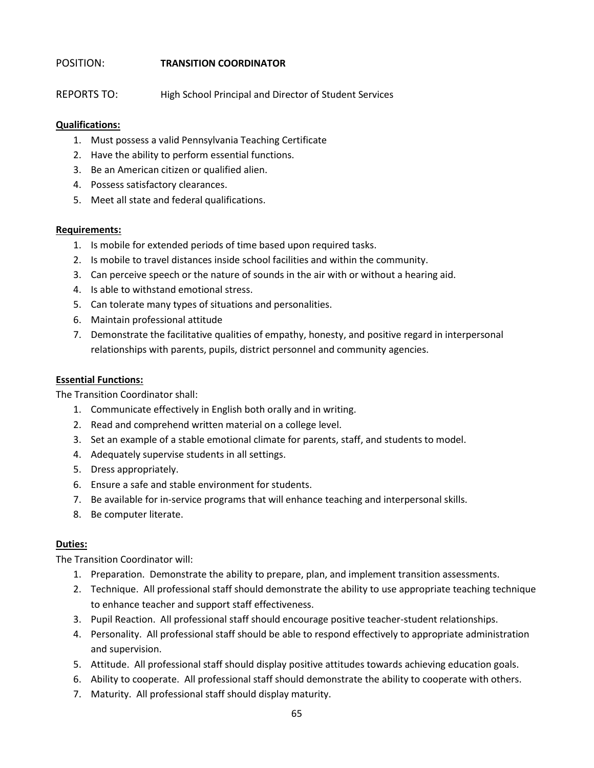POSITION: **TRANSITION COORDINATOR**

REPORTS TO: High School Principal and Director of Student Services

**Qualifications:**

1. Must possess a valid Pennsylvania Teaching Certificate
2. Have the ability to perform essential functions.
3. Be an American citizen or qualified alien.
4. Possess satisfactory clearances.
5. Meet all state and federal qualifications.

**Requirements:**

1. Is mobile for extended periods of time based upon required tasks.
2. Is mobile to travel distances inside school facilities and within the community.
3. Can perceive speech or the nature of sounds in the air with or without a hearing aid.
4. Is able to withstand emotional stress.
5. Can tolerate many types of situations and personalities.
6. Maintain professional attitude
7. Demonstrate the facilitative qualities of empathy, honesty, and positive regard in interpersonal relationships with parents, pupils, district personnel and community agencies.

**Essential Functions:**

The Transition Coordinator shall:

1. Communicate effectively in English both orally and in writing.
2. Read and comprehend written material on a college level.
3. Set an example of a stable emotional climate for parents, staff, and students to model.
4. Adequately supervise students in all settings.
5. Dress appropriately.
6. Ensure a safe and stable environment for students.
7. Be available for in-service programs that will enhance teaching and interpersonal skills.
8. Be computer literate.

**Duties:**

The Transition Coordinator will:

1. Preparation. Demonstrate the ability to prepare, plan, and implement transition assessments.
2. Technique. All professional staff should demonstrate the ability to use appropriate teaching technique to enhance teacher and support staff effectiveness.
3. Pupil Reaction. All professional staff should encourage positive teacher-student relationships.
4. Personality. All professional staff should be able to respond effectively to appropriate administration and supervision.
5. Attitude. All professional staff should display positive attitudes towards achieving education goals.
6. Ability to cooperate. All professional staff should demonstrate the ability to cooperate with others.
7. Maturity. All professional staff should display maturity.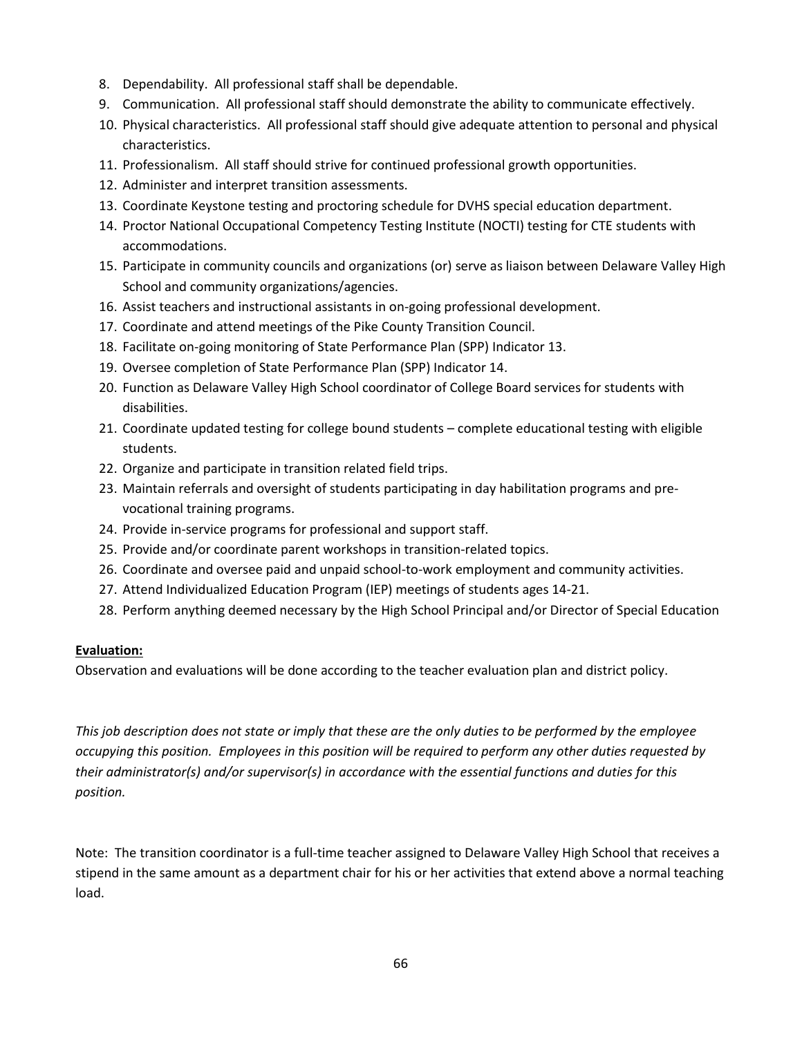8. Dependability. All professional staff shall be dependable.
9. Communication. All professional staff should demonstrate the ability to communicate effectively.
10. Physical characteristics. All professional staff should give adequate attention to personal and physical characteristics.
11. Professionalism. All staff should strive for continued professional growth opportunities.
12. Administer and interpret transition assessments.
13. Coordinate Keystone testing and proctoring schedule for DVHS special education department.
14. Proctor National Occupational Competency Testing Institute (NOCTI) testing for CTE students with accommodations.
15. Participate in community councils and organizations (or) serve as liaison between Delaware Valley High School and community organizations/agencies.
16. Assist teachers and instructional assistants in on-going professional development.
17. Coordinate and attend meetings of the Pike County Transition Council.
18. Facilitate on-going monitoring of State Performance Plan (SPP) Indicator 13.
19. Oversee completion of State Performance Plan (SPP) Indicator 14.
20. Function as Delaware Valley High School coordinator of College Board services for students with disabilities.
21. Coordinate updated testing for college bound students – complete educational testing with eligible students.
22. Organize and participate in transition related field trips.
23. Maintain referrals and oversight of students participating in day habilitation programs and pre-vocational training programs.
24. Provide in-service programs for professional and support staff.
25. Provide and/or coordinate parent workshops in transition-related topics.
26. Coordinate and oversee paid and unpaid school-to-work employment and community activities.
27. Attend Individualized Education Program (IEP) meetings of students ages 14-21.
28. Perform anything deemed necessary by the High School Principal and/or Director of Special Education

**Evaluation:**

Observation and evaluations will be done according to the teacher evaluation plan and district policy.

*This job description does not state or imply that these are the only duties to be performed by the employee occupying this position. Employees in this position will be required to perform any other duties requested by their administrator(s) and/or supervisor(s) in accordance with the essential functions and duties for this position.*

Note: The transition coordinator is a full-time teacher assigned to Delaware Valley High School that receives a stipend in the same amount as a department chair for his or her activities that extend above a normal teaching load.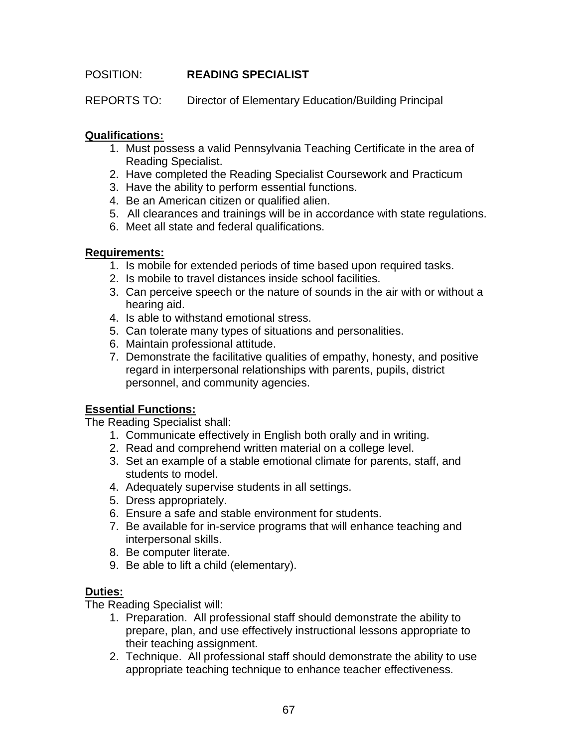POSITION: **READING SPECIALIST**

REPORTS TO: Director of Elementary Education/Building Principal

**Qualifications:**

1. Must possess a valid Pennsylvania Teaching Certificate in the area of Reading Specialist.
2. Have completed the Reading Specialist Coursework and Practicum
3. Have the ability to perform essential functions.
4. Be an American citizen or qualified alien.
5. All clearances and trainings will be in accordance with state regulations.
6. Meet all state and federal qualifications.

**Requirements:**

1. Is mobile for extended periods of time based upon required tasks.
2. Is mobile to travel distances inside school facilities.
3. Can perceive speech or the nature of sounds in the air with or without a hearing aid.
4. Is able to withstand emotional stress.
5. Can tolerate many types of situations and personalities.
6. Maintain professional attitude.
7. Demonstrate the facilitative qualities of empathy, honesty, and positive regard in interpersonal relationships with parents, pupils, district personnel, and community agencies.

**Essential Functions:**

The Reading Specialist shall:

1. Communicate effectively in English both orally and in writing.
2. Read and comprehend written material on a college level.
3. Set an example of a stable emotional climate for parents, staff, and students to model.
4. Adequately supervise students in all settings.
5. Dress appropriately.
6. Ensure a safe and stable environment for students.
7. Be available for in-service programs that will enhance teaching and interpersonal skills.
8. Be computer literate.
9. Be able to lift a child (elementary).

**Duties:**

The Reading Specialist will:

1. Preparation. All professional staff should demonstrate the ability to prepare, plan, and use effectively instructional lessons appropriate to their teaching assignment.
2. Technique. All professional staff should demonstrate the ability to use appropriate teaching technique to enhance teacher effectiveness.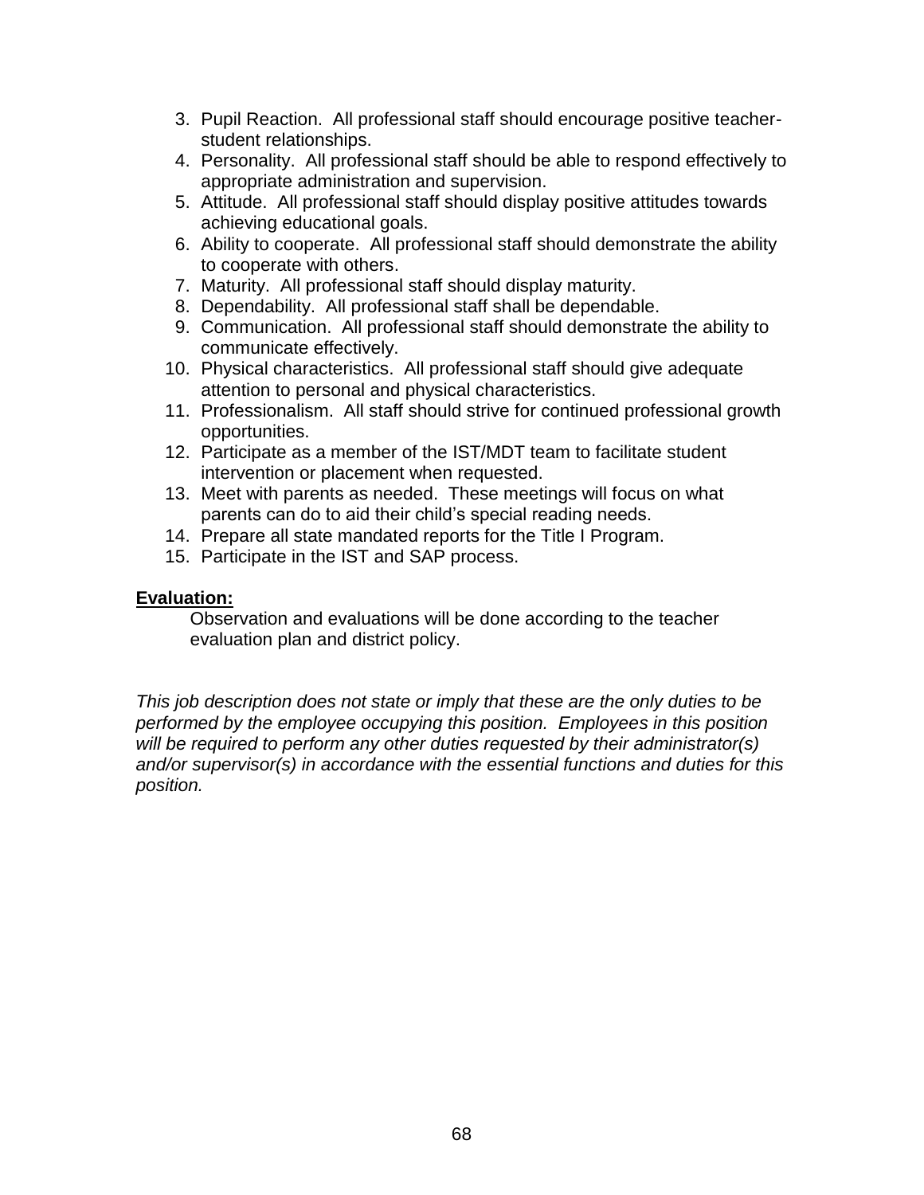3. Pupil Reaction.  All professional staff should encourage positive teacher-student relationships.
4. Personality.  All professional staff should be able to respond effectively to appropriate administration and supervision.
5. Attitude.  All professional staff should display positive attitudes towards achieving educational goals.
6. Ability to cooperate.  All professional staff should demonstrate the ability to cooperate with others.
7. Maturity.  All professional staff should display maturity.
8. Dependability.  All professional staff shall be dependable.
9. Communication.  All professional staff should demonstrate the ability to communicate effectively.
10. Physical characteristics.  All professional staff should give adequate attention to personal and physical characteristics.
11. Professionalism.  All staff should strive for continued professional growth opportunities.
12. Participate as a member of the IST/MDT team to facilitate student intervention or placement when requested.
13. Meet with parents as needed.  These meetings will focus on what parents can do to aid their child's special reading needs.
14. Prepare all state mandated reports for the Title I Program.
15. Participate in the IST and SAP process.

**Evaluation:**

Observation and evaluations will be done according to the teacher evaluation plan and district policy.

*This job description does not state or imply that these are the only duties to be performed by the employee occupying this position.  Employees in this position will be required to perform any other duties requested by their administrator(s) and/or supervisor(s) in accordance with the essential functions and duties for this position.*